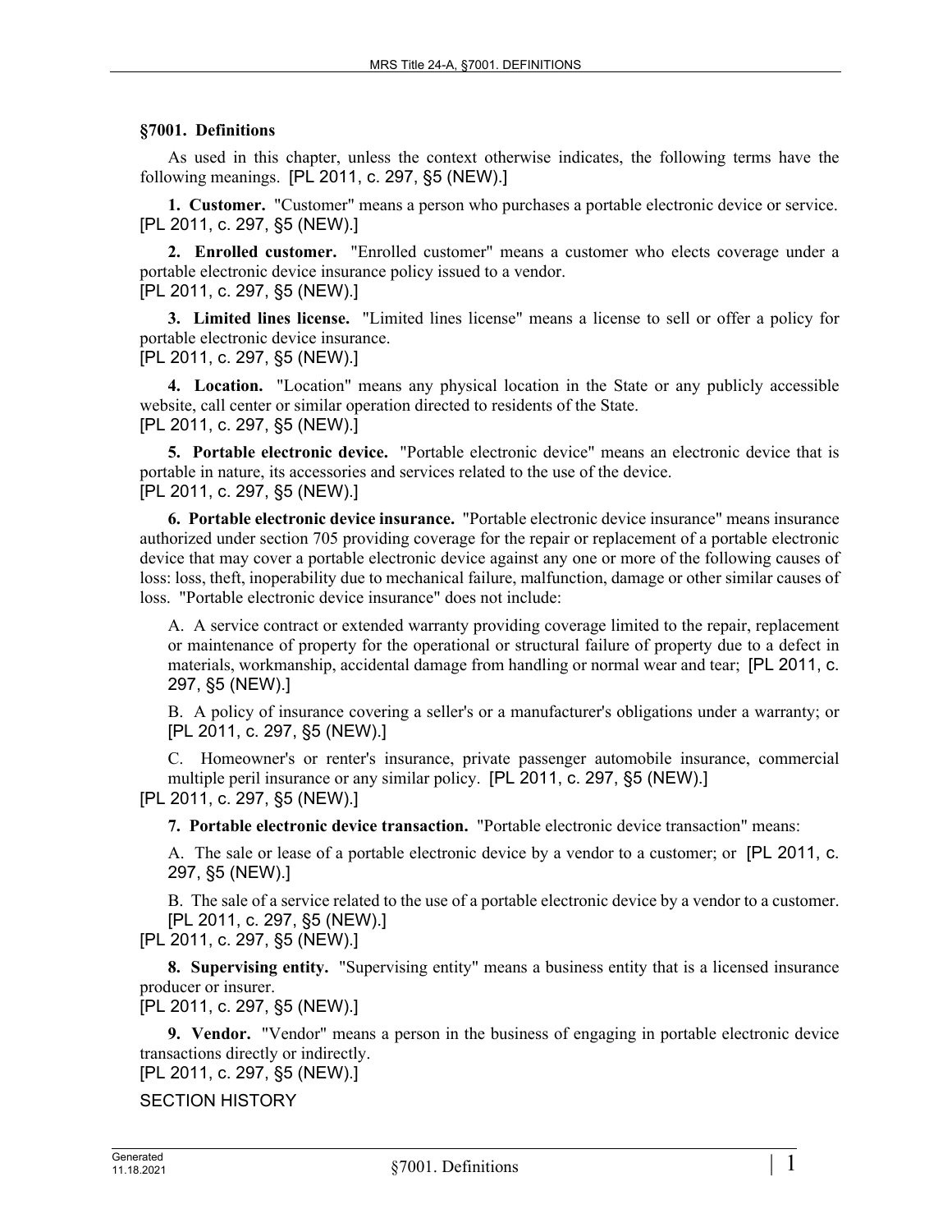## §7001. Definitions

As used in this chapter, unless the context otherwise indicates, the following terms have the following meanings. [PL 2011, c. 297, §5 (NEW).]

**1. Customer.** "Customer" means a person who purchases a portable electronic device or service. [PL 2011, c. 297, §5 (NEW).]

**2. Enrolled customer.** "Enrolled customer" means a customer who elects coverage under a portable electronic device insurance policy issued to a vendor.
[PL 2011, c. 297, §5 (NEW).]

**3. Limited lines license.** "Limited lines license" means a license to sell or offer a policy for portable electronic device insurance.
[PL 2011, c. 297, §5 (NEW).]

**4. Location.** "Location" means any physical location in the State or any publicly accessible website, call center or similar operation directed to residents of the State.
[PL 2011, c. 297, §5 (NEW).]

**5. Portable electronic device.** "Portable electronic device" means an electronic device that is portable in nature, its accessories and services related to the use of the device.
[PL 2011, c. 297, §5 (NEW).]

**6. Portable electronic device insurance.** "Portable electronic device insurance" means insurance authorized under section 705 providing coverage for the repair or replacement of a portable electronic device that may cover a portable electronic device against any one or more of the following causes of loss: loss, theft, inoperability due to mechanical failure, malfunction, damage or other similar causes of loss. "Portable electronic device insurance" does not include:

A. A service contract or extended warranty providing coverage limited to the repair, replacement or maintenance of property for the operational or structural failure of property due to a defect in materials, workmanship, accidental damage from handling or normal wear and tear; [PL 2011, c. 297, §5 (NEW).]

B. A policy of insurance covering a seller's or a manufacturer's obligations under a warranty; or [PL 2011, c. 297, §5 (NEW).]

C. Homeowner's or renter's insurance, private passenger automobile insurance, commercial multiple peril insurance or any similar policy. [PL 2011, c. 297, §5 (NEW).]

[PL 2011, c. 297, §5 (NEW).]

**7. Portable electronic device transaction.** "Portable electronic device transaction" means:

A. The sale or lease of a portable electronic device by a vendor to a customer; or [PL 2011, c. 297, §5 (NEW).]

B. The sale of a service related to the use of a portable electronic device by a vendor to a customer. [PL 2011, c. 297, §5 (NEW).]

[PL 2011, c. 297, §5 (NEW).]

**8. Supervising entity.** "Supervising entity" means a business entity that is a licensed insurance producer or insurer.
[PL 2011, c. 297, §5 (NEW).]

**9. Vendor.** "Vendor" means a person in the business of engaging in portable electronic device transactions directly or indirectly.
[PL 2011, c. 297, §5 (NEW).]

SECTION HISTORY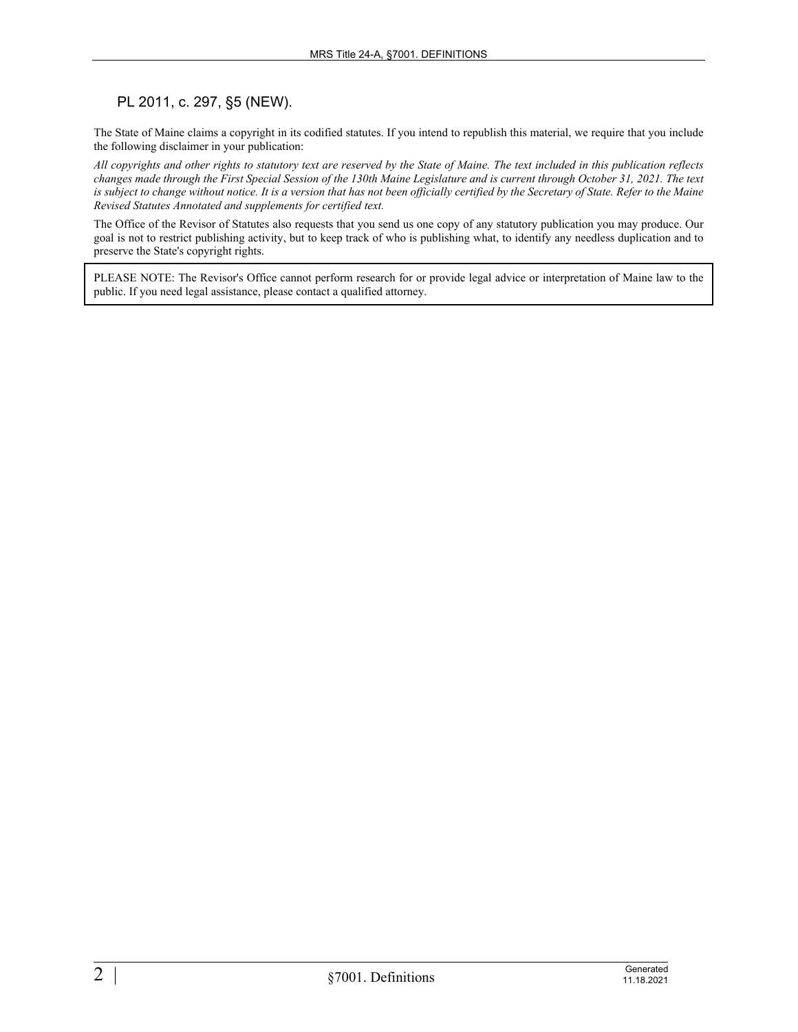PL 2011, c. 297, §5 (NEW).

The State of Maine claims a copyright in its codified statutes. If you intend to republish this material, we require that you include the following disclaimer in your publication:

*All copyrights and other rights to statutory text are reserved by the State of Maine. The text included in this publication reflects changes made through the First Special Session of the 130th Maine Legislature and is current through October 31, 2021. The text is subject to change without notice. It is a version that has not been officially certified by the Secretary of State. Refer to the Maine Revised Statutes Annotated and supplements for certified text.*

The Office of the Revisor of Statutes also requests that you send us one copy of any statutory publication you may produce. Our goal is not to restrict publishing activity, but to keep track of who is publishing what, to identify any needless duplication and to preserve the State's copyright rights.

PLEASE NOTE: The Revisor's Office cannot perform research for or provide legal advice or interpretation of Maine law to the public. If you need legal assistance, please contact a qualified attorney.